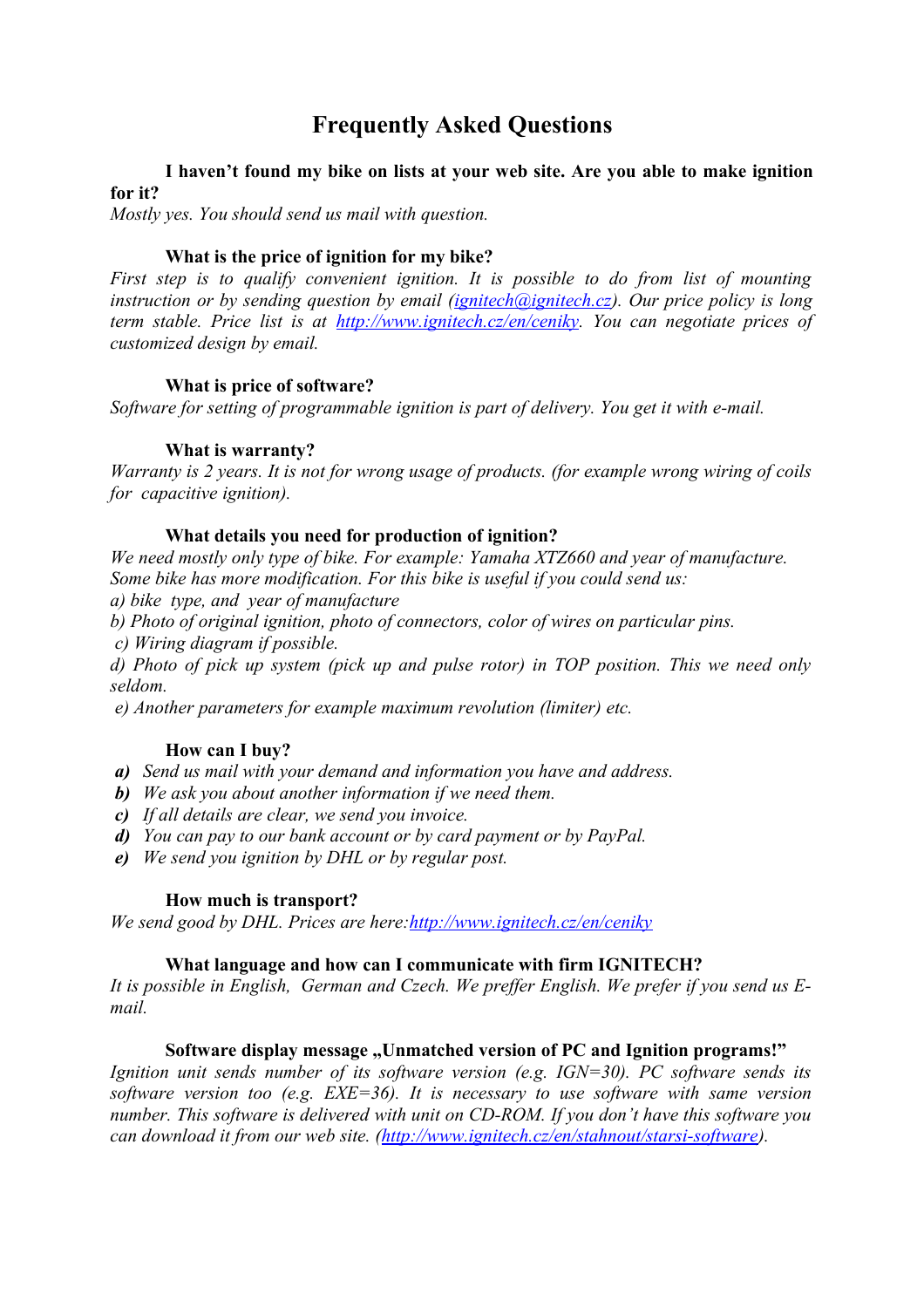# Frequently Asked Questions

**I haven't found my bike on lists at your web site. Are you able to make ignition for it?**

*Mostly yes. You should send us mail with question.*

**What is the price of ignition for my bike?**

*First step is to qualify convenient ignition. It is possible to do from list of mounting instruction or by sending question by email (ignitech@ignitech.cz). Our price policy is long term stable. Price list is at http://www.ignitech.cz/en/ceniky. You can negotiate prices of customized design by email.*

**What is price of software?**

*Software for setting of programmable ignition is part of delivery. You get it with e-mail.*

**What is warranty?**

*Warranty is 2 years. It is not for wrong usage of products. (for example wrong wiring of coils for capacitive ignition).*

**What details you need for production of ignition?**

*We need mostly only type of bike. For example: Yamaha XTZ660 and year of manufacture. Some bike has more modification. For this bike is useful if you could send us:*

*a) bike type, and year of manufacture*

*b) Photo of original ignition, photo of connectors, color of wires on particular pins.*

*c) Wiring diagram if possible.*

*d) Photo of pick up system (pick up and pulse rotor) in TOP position. This we need only seldom.*

*e) Another parameters for example maximum revolution (limiter) etc.*

**How can I buy?**

- ***a)*** *Send us mail with your demand and information you have and address.*
- ***b)*** *We ask you about another information if we need them.*
- ***c)*** *If all details are clear, we send you invoice.*
- ***d)*** *You can pay to our bank account or by card payment or by PayPal.*
- ***e)*** *We send you ignition by DHL or by regular post.*

**How much is transport?**

*We send good by DHL. Prices are here:http://www.ignitech.cz/en/ceniky*

**What language and how can I communicate with firm IGNITECH?**

*It is possible in English, German and Czech. We preffer English. We prefer if you send us E-mail.*

**Software display message „Unmatched version of PC and Ignition programs!"**

*Ignition unit sends number of its software version (e.g. IGN=30). PC software sends its software version too (e.g. EXE=36). It is necessary to use software with same version number. This software is delivered with unit on CD-ROM. If you don't have this software you can download it from our web site. (http://www.ignitech.cz/en/stahnout/starsi-software).*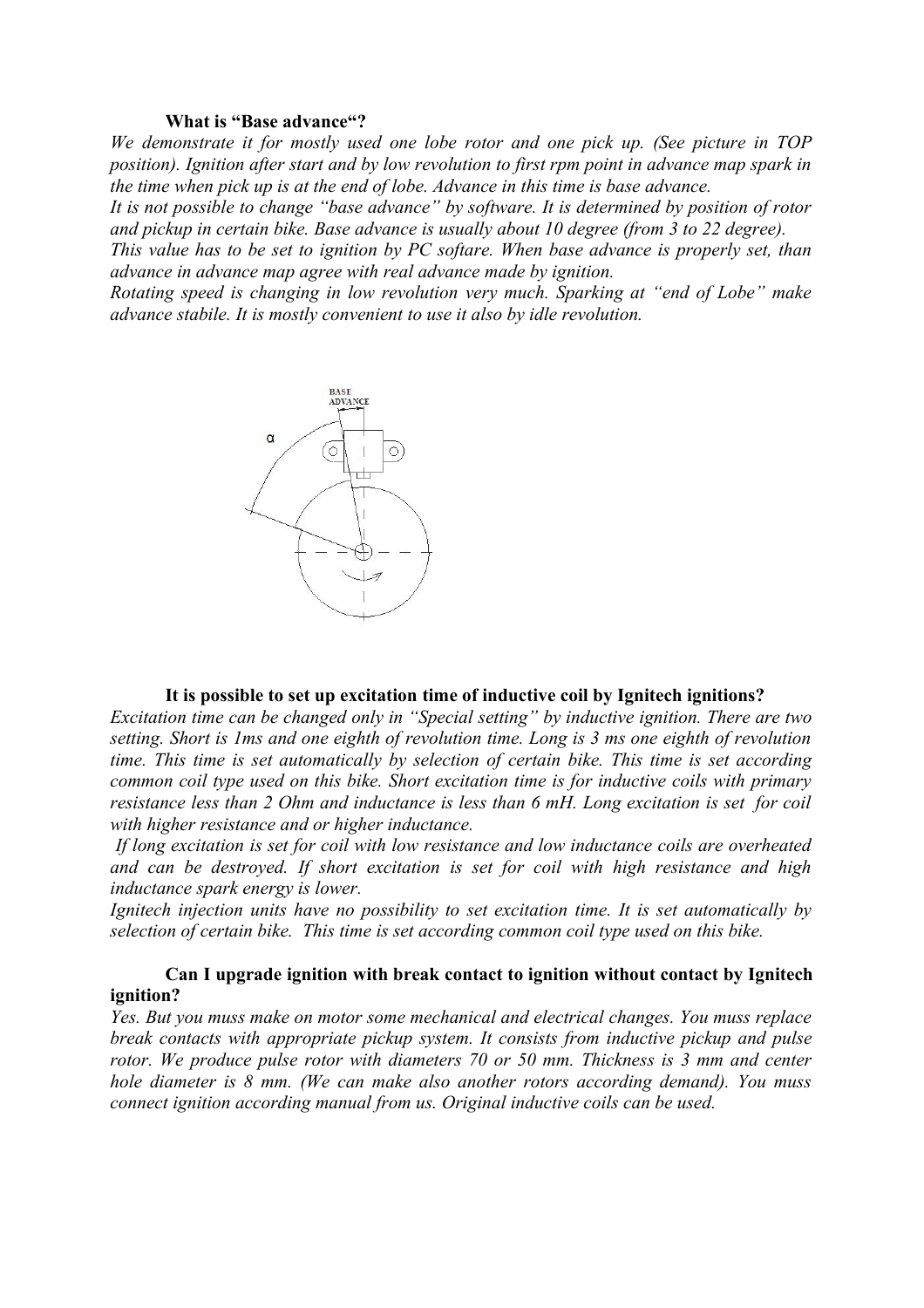### What is "Base advance"?

*We demonstrate it for mostly used one lobe rotor and one pick up. (See picture in TOP position). Ignition after start and by low revolution to first rpm point in advance map spark in the time when pick up is at the end of lobe. Advance in this time is base advance.*

*It is not possible to change "base advance" by software. It is determined by position of rotor and pickup in certain bike. Base advance is usually about 10 degree (from 3 to 22 degree).*

*This value has to be set to ignition by PC softare. When base advance is properly set, than advance in advance map agree with real advance made by ignition.*

*Rotating speed is changing in low revolution very much. Sparking at "end of Lobe" make advance stabile. It is mostly convenient to use it also by idle revolution.*

### It is possible to set up excitation time of inductive coil by Ignitech ignitions?

*Excitation time can be changed only in "Special setting" by inductive ignition. There are two setting. Short is 1ms and one eighth of revolution time. Long is 3 ms one eighth of revolution time. This time is set automatically by selection of certain bike. This time is set according common coil type used on this bike. Short excitation time is for inductive coils with primary resistance less than 2 Ohm and inductance is less than 6 mH. Long excitation is set for coil with higher resistance and or higher inductance.*

*If long excitation is set for coil with low resistance and low inductance coils are overheated and can be destroyed. If short excitation is set for coil with high resistance and high inductance spark energy is lower.*

*Ignitech injection units have no possibility to set excitation time. It is set automatically by selection of certain bike. This time is set according common coil type used on this bike.*

### Can I upgrade ignition with break contact to ignition without contact by Ignitech ignition?

*Yes. But you muss make on motor some mechanical and electrical changes. You muss replace break contacts with appropriate pickup system. It consists from inductive pickup and pulse rotor. We produce pulse rotor with diameters 70 or 50 mm. Thickness is 3 mm and center hole diameter is 8 mm. (We can make also another rotors according demand). You muss connect ignition according manual from us. Original inductive coils can be used.*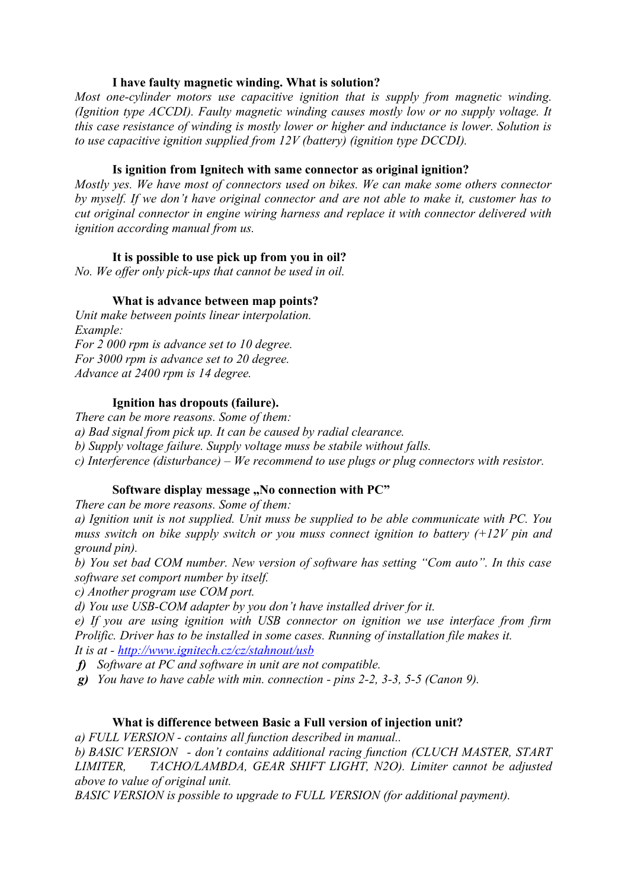### I have faulty magnetic winding. What is solution?

*Most one-cylinder motors use capacitive ignition that is supply from magnetic winding. (Ignition type ACCDI). Faulty magnetic winding causes mostly low or no supply voltage. It this case resistance of winding is mostly lower or higher and inductance is lower. Solution is to use capacitive ignition supplied from 12V (battery) (ignition type DCCDI).*

### Is ignition from Ignitech with same connector as original ignition?

*Mostly yes. We have most of connectors used on bikes. We can make some others connector by myself. If we don't have original connector and are not able to make it, customer has to cut original connector in engine wiring harness and replace it with connector delivered with ignition according manual from us.*

### It is possible to use pick up from you in oil?

*No. We offer only pick-ups that cannot be used in oil.*

### What is advance between map points?

*Unit make between points linear interpolation.*
*Example:*
*For 2 000 rpm is advance set to 10 degree.*
*For 3000 rpm is advance set to 20 degree.*
*Advance at 2400 rpm is 14 degree.*

### Ignition has dropouts (failure).

*There can be more reasons. Some of them:*
*a) Bad signal from pick up. It can be caused by radial clearance.*
*b) Supply voltage failure. Supply voltage muss be stabile without falls.*
*c) Interference (disturbance) – We recommend to use plugs or plug connectors with resistor.*

### Software display message „No connection with PC"

*There can be more reasons. Some of them:*
*a) Ignition unit is not supplied. Unit muss be supplied to be able communicate with PC. You muss switch on bike supply switch or you muss connect ignition to battery (+12V pin and ground pin).*
*b) You set bad COM number. New version of software has setting "Com auto". In this case software set comport number by itself.*
*c) Another program use COM port.*
*d) You use USB-COM adapter by you don't have installed driver for it.*
*e) If you are using ignition with USB connector on ignition we use interface from firm Prolific. Driver has to be installed in some cases. Running of installation file makes it.*
*It is at - [http://www.ignitech.cz/cz/stahnout/usb](http://www.ignitech.cz/cz/stahnout/usb)*
***f)*** *Software at PC and software in unit are not compatible.*
***g)*** *You have to have cable with min. connection - pins 2-2, 3-3, 5-5 (Canon 9).*

### What is difference between Basic a Full version of injection unit?

*a) FULL VERSION - contains all function described in manual..*
*b) BASIC VERSION - don't contains additional racing function (CLUCH MASTER, START LIMITER, TACHO/LAMBDA, GEAR SHIFT LIGHT, N2O). Limiter cannot be adjusted above to value of original unit.*
*BASIC VERSION is possible to upgrade to FULL VERSION (for additional payment).*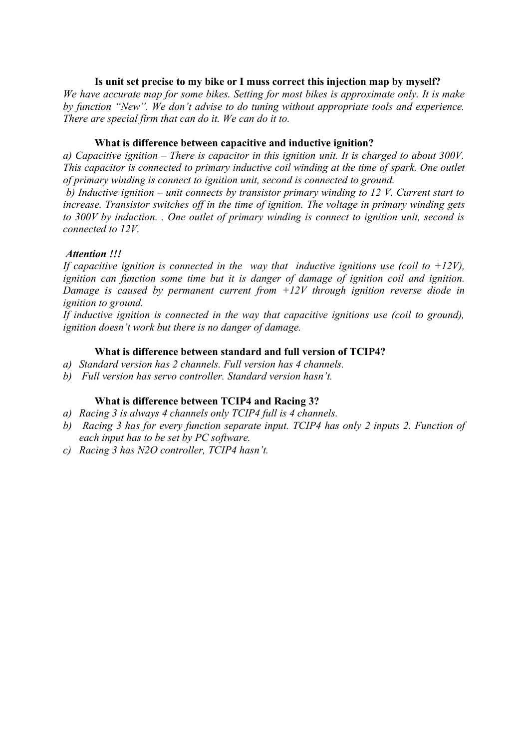**Is unit set precise to my bike or I muss correct this injection map by myself?**

*We have accurate map for some bikes. Setting for most bikes is approximate only. It is make by function "New". We don't advise to do tuning without appropriate tools and experience. There are special firm that can do it. We can do it to.*

**What is difference between capacitive and inductive ignition?**

*a) Capacitive ignition – There is capacitor in this ignition unit. It is charged to about 300V. This capacitor is connected to primary inductive coil winding at the time of spark. One outlet of primary winding is connect to ignition unit, second is connected to ground.*

*b) Inductive ignition – unit connects by transistor primary winding to 12 V. Current start to increase. Transistor switches off in the time of ignition. The voltage in primary winding gets to 300V by induction. . One outlet of primary winding is connect to ignition unit, second is connected to 12V.*

***Attention !!!***

*If capacitive ignition is connected in the way that inductive ignitions use (coil to +12V), ignition can function some time but it is danger of damage of ignition coil and ignition. Damage is caused by permanent current from +12V through ignition reverse diode in ignition to ground.*

*If inductive ignition is connected in the way that capacitive ignitions use (coil to ground), ignition doesn't work but there is no danger of damage.*

**What is difference between standard and full version of TCIP4?**

a) *Standard version has 2 channels. Full version has 4 channels.*
b) *Full version has servo controller. Standard version hasn't.*

**What is difference between TCIP4 and Racing 3?**

a) *Racing 3 is always 4 channels only TCIP4 full is 4 channels.*
b) *Racing 3 has for every function separate input. TCIP4 has only 2 inputs 2. Function of each input has to be set by PC software.*
c) *Racing 3 has N2O controller, TCIP4 hasn't.*